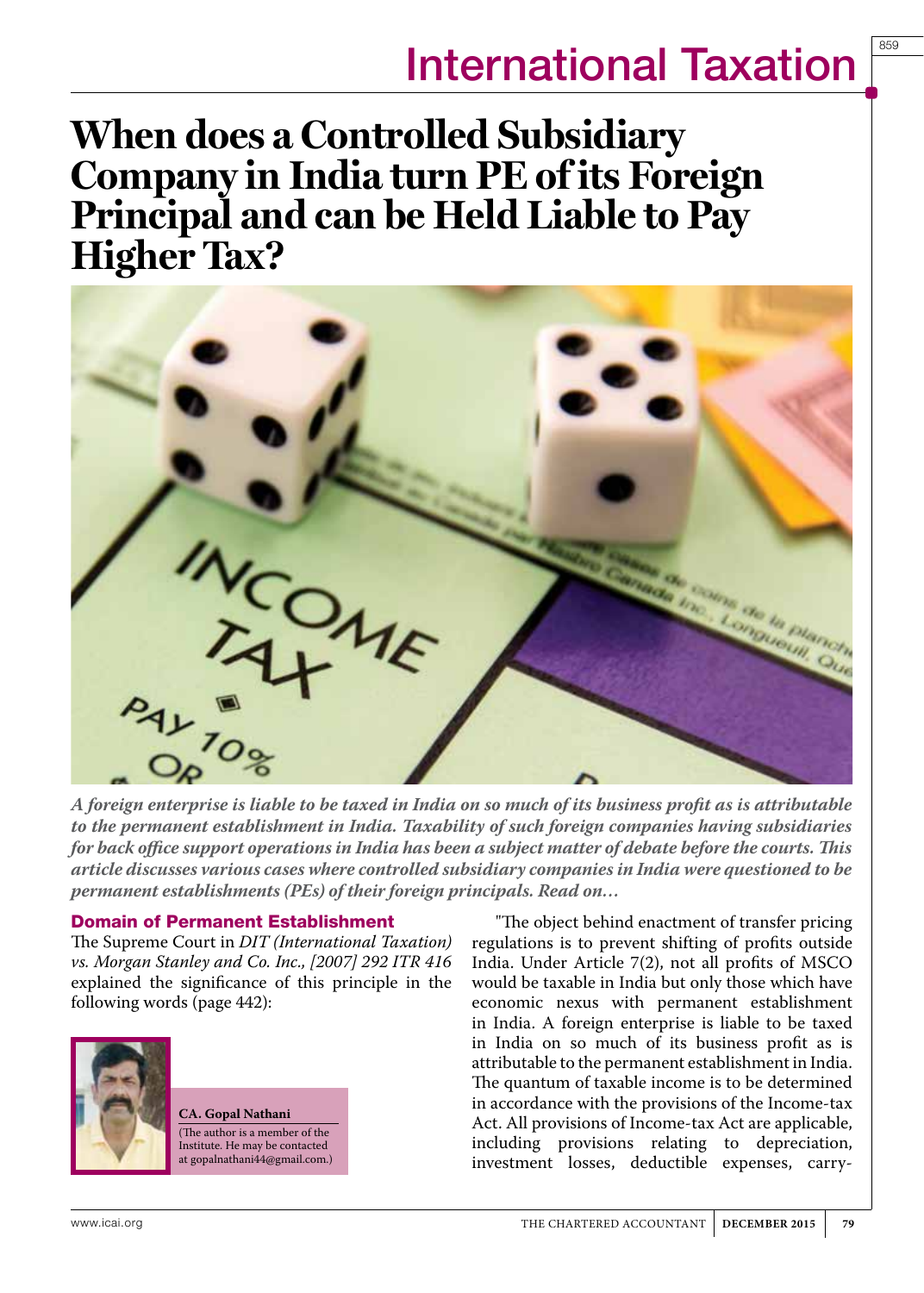# When does a Controlled Subsidiary Company in India turn PE of its Foreign Principal and can be Held Liable to Pay Higher Tax?

***A foreign enterprise is liable to be taxed in India on so much of its business profit as is attributable to the permanent establishment in India. Taxability of such foreign companies having subsidiaries for back office support operations in India has been a subject matter of debate before the courts. This article discusses various cases where controlled subsidiary companies in India were questioned to be permanent establishments (PEs) of their foreign principals. Read on…***

**CA. Gopal Nathani**
(The author is a member of the Institute. He may be contacted at gopalnathani44@gmail.com.)

## Domain of Permanent Establishment

The Supreme Court in *DIT (International Taxation) vs. Morgan Stanley and Co. Inc., [2007] 292 ITR 416* explained the significance of this principle in the following words (page 442):

"The object behind enactment of transfer pricing regulations is to prevent shifting of profits outside India. Under Article 7(2), not all profits of MSCO would be taxable in India but only those which have economic nexus with permanent establishment in India. A foreign enterprise is liable to be taxed in India on so much of its business profit as is attributable to the permanent establishment in India. The quantum of taxable income is to be determined in accordance with the provisions of the Income-tax Act. All provisions of Income-tax Act are applicable, including provisions relating to depreciation, investment losses, deductible expenses, carry-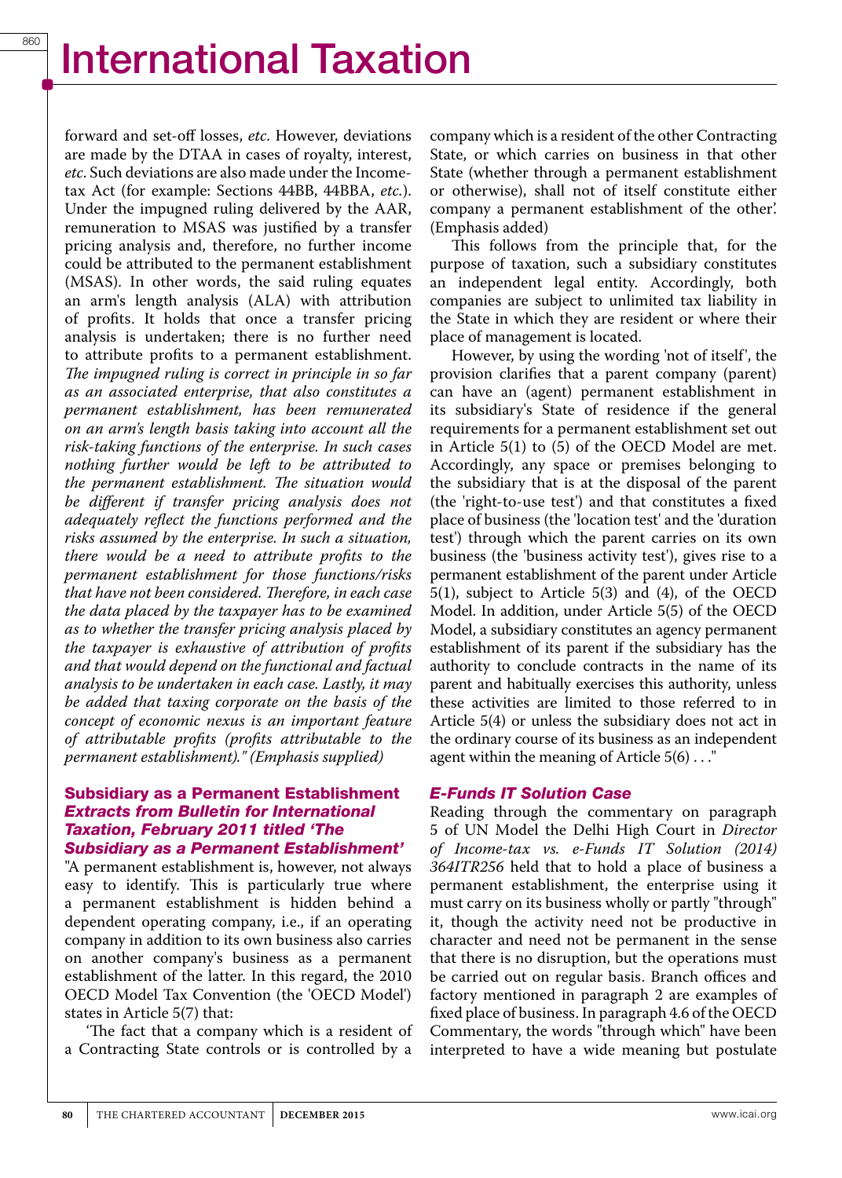forward and set-off losses, *etc*. However, deviations are made by the DTAA in cases of royalty, interest, *etc*. Such deviations are also made under the Income-tax Act (for example: Sections 44BB, 44BBA, *etc*.). Under the impugned ruling delivered by the AAR, remuneration to MSAS was justified by a transfer pricing analysis and, therefore, no further income could be attributed to the permanent establishment (MSAS). In other words, the said ruling equates an arm's length analysis (ALA) with attribution of profits. It holds that once a transfer pricing analysis is undertaken; there is no further need to attribute profits to a permanent establishment. *The impugned ruling is correct in principle in so far as an associated enterprise, that also constitutes a permanent establishment, has been remunerated on an arm's length basis taking into account all the risk-taking functions of the enterprise. In such cases nothing further would be left to be attributed to the permanent establishment. The situation would be different if transfer pricing analysis does not adequately reflect the functions performed and the risks assumed by the enterprise. In such a situation, there would be a need to attribute profits to the permanent establishment for those functions/risks that have not been considered. Therefore, in each case the data placed by the taxpayer has to be examined as to whether the transfer pricing analysis placed by the taxpayer is exhaustive of attribution of profits and that would depend on the functional and factual analysis to be undertaken in each case. Lastly, it may be added that taxing corporate on the basis of the concept of economic nexus is an important feature of attributable profits (profits attributable to the permanent establishment)." (Emphasis supplied)*

### Subsidiary as a Permanent Establishment

#### *Extracts from Bulletin for International Taxation, February 2011 titled 'The Subsidiary as a Permanent Establishment'*

"A permanent establishment is, however, not always easy to identify. This is particularly true where a permanent establishment is hidden behind a dependent operating company, i.e., if an operating company in addition to its own business also carries on another company's business as a permanent establishment of the latter. In this regard, the 2010 OECD Model Tax Convention (the 'OECD Model') states in Article 5(7) that:

'The fact that a company which is a resident of a Contracting State controls or is controlled by a company which is a resident of the other Contracting State, or which carries on business in that other State (whether through a permanent establishment or otherwise), shall not of itself constitute either company a permanent establishment of the other'. (Emphasis added)

This follows from the principle that, for the purpose of taxation, such a subsidiary constitutes an independent legal entity. Accordingly, both companies are subject to unlimited tax liability in the State in which they are resident or where their place of management is located.

However, by using the wording 'not of itself', the provision clarifies that a parent company (parent) can have an (agent) permanent establishment in its subsidiary's State of residence if the general requirements for a permanent establishment set out in Article 5(1) to (5) of the OECD Model are met. Accordingly, any space or premises belonging to the subsidiary that is at the disposal of the parent (the 'right-to-use test') and that constitutes a fixed place of business (the 'location test' and the 'duration test') through which the parent carries on its own business (the 'business activity test'), gives rise to a permanent establishment of the parent under Article 5(1), subject to Article 5(3) and (4), of the OECD Model. In addition, under Article 5(5) of the OECD Model, a subsidiary constitutes an agency permanent establishment of its parent if the subsidiary has the authority to conclude contracts in the name of its parent and habitually exercises this authority, unless these activities are limited to those referred to in Article 5(4) or unless the subsidiary does not act in the ordinary course of its business as an independent agent within the meaning of Article 5(6) . . ."

#### *E-Funds IT Solution Case*

Reading through the commentary on paragraph 5 of UN Model the Delhi High Court in *Director of Income-tax vs. e-Funds IT Solution (2014) 364ITR256* held that to hold a place of business a permanent establishment, the enterprise using it must carry on its business wholly or partly "through" it, though the activity need not be productive in character and need not be permanent in the sense that there is no disruption, but the operations must be carried out on regular basis. Branch offices and factory mentioned in paragraph 2 are examples of fixed place of business. In paragraph 4.6 of the OECD Commentary, the words "through which" have been interpreted to have a wide meaning but postulate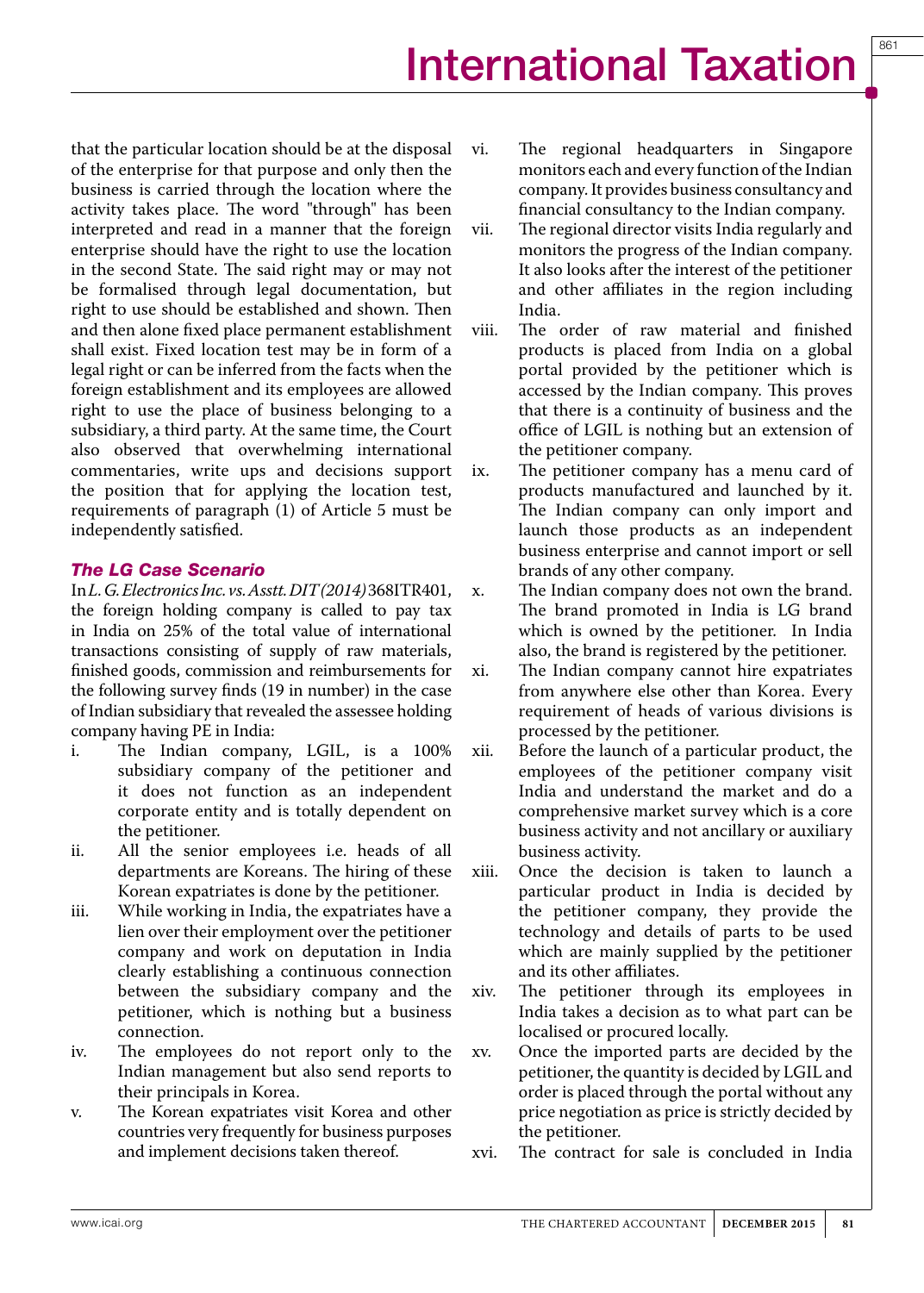that the particular location should be at the disposal of the enterprise for that purpose and only then the business is carried through the location where the activity takes place. The word "through" has been interpreted and read in a manner that the foreign enterprise should have the right to use the location in the second State. The said right may or may not be formalised through legal documentation, but right to use should be established and shown. Then and then alone fixed place permanent establishment shall exist. Fixed location test may be in form of a legal right or can be inferred from the facts when the foreign establishment and its employees are allowed right to use the place of business belonging to a subsidiary, a third party. At the same time, the Court also observed that overwhelming international commentaries, write ups and decisions support the position that for applying the location test, requirements of paragraph (1) of Article 5 must be independently satisfied.

### *The LG Case Scenario*

In *L. G. Electronics Inc. vs. Asstt. DIT (2014)* 368ITR401, the foreign holding company is called to pay tax in India on 25% of the total value of international transactions consisting of supply of raw materials, finished goods, commission and reimbursements for the following survey finds (19 in number) in the case of Indian subsidiary that revealed the assessee holding company having PE in India:

i. The Indian company, LGIL, is a 100% subsidiary company of the petitioner and it does not function as an independent corporate entity and is totally dependent on the petitioner.
ii. All the senior employees i.e. heads of all departments are Koreans. The hiring of these Korean expatriates is done by the petitioner.
iii. While working in India, the expatriates have a lien over their employment over the petitioner company and work on deputation in India clearly establishing a continuous connection between the subsidiary company and the petitioner, which is nothing but a business connection.
iv. The employees do not report only to the Indian management but also send reports to their principals in Korea.
v. The Korean expatriates visit Korea and other countries very frequently for business purposes and implement decisions taken thereof.
vi. The regional headquarters in Singapore monitors each and every function of the Indian company. It provides business consultancy and financial consultancy to the Indian company.
vii. The regional director visits India regularly and monitors the progress of the Indian company. It also looks after the interest of the petitioner and other affiliates in the region including India.
viii. The order of raw material and finished products is placed from India on a global portal provided by the petitioner which is accessed by the Indian company. This proves that there is a continuity of business and the office of LGIL is nothing but an extension of the petitioner company.
ix. The petitioner company has a menu card of products manufactured and launched by it. The Indian company can only import and launch those products as an independent business enterprise and cannot import or sell brands of any other company.
x. The Indian company does not own the brand. The brand promoted in India is LG brand which is owned by the petitioner. In India also, the brand is registered by the petitioner.
xi. The Indian company cannot hire expatriates from anywhere else other than Korea. Every requirement of heads of various divisions is processed by the petitioner.
xii. Before the launch of a particular product, the employees of the petitioner company visit India and understand the market and do a comprehensive market survey which is a core business activity and not ancillary or auxiliary business activity.
xiii. Once the decision is taken to launch a particular product in India is decided by the petitioner company, they provide the technology and details of parts to be used which are mainly supplied by the petitioner and its other affiliates.
xiv. The petitioner through its employees in India takes a decision as to what part can be localised or procured locally.
xv. Once the imported parts are decided by the petitioner, the quantity is decided by LGIL and order is placed through the portal without any price negotiation as price is strictly decided by the petitioner.
xvi. The contract for sale is concluded in India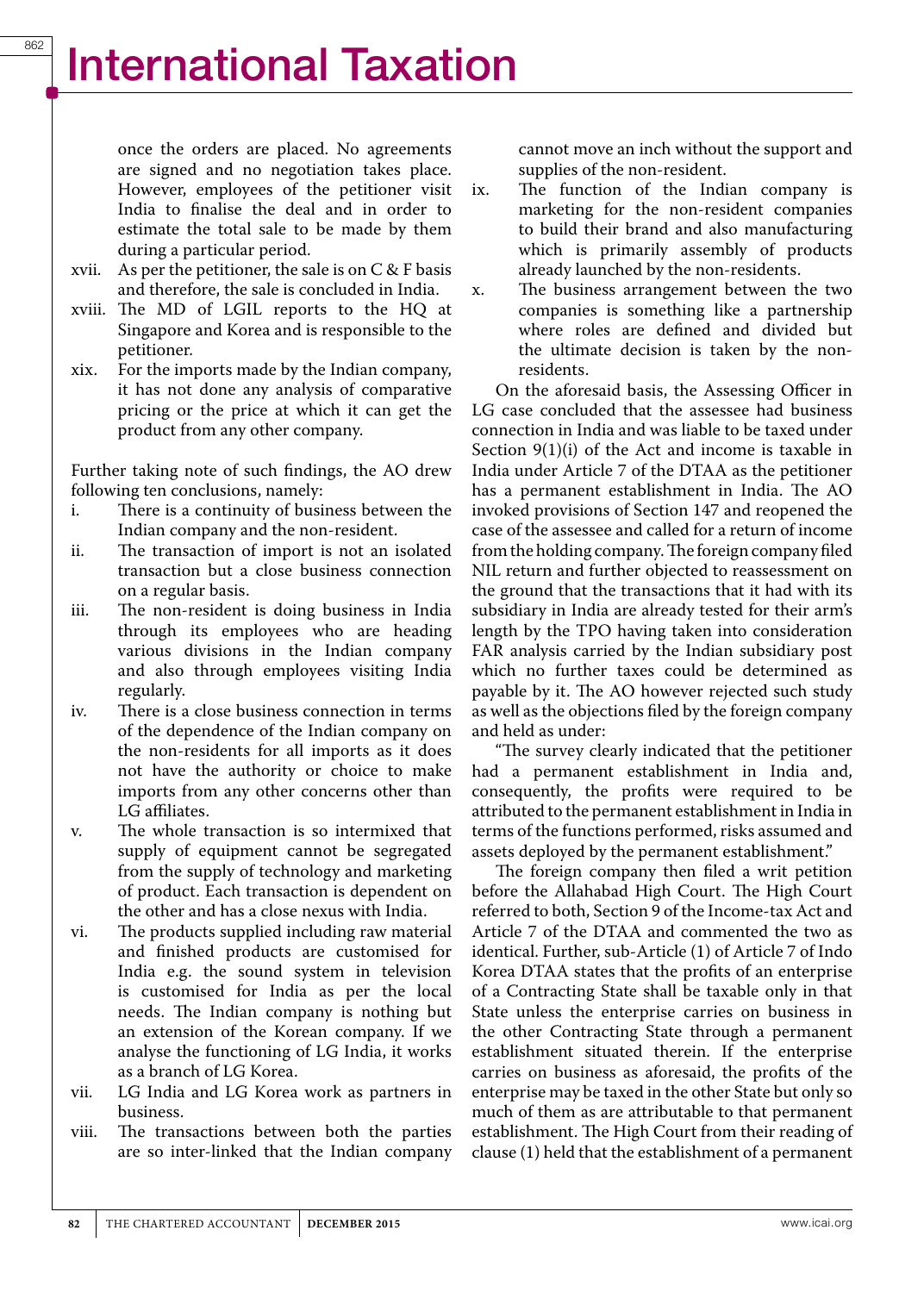once the orders are placed. No agreements are signed and no negotiation takes place. However, employees of the petitioner visit India to finalise the deal and in order to estimate the total sale to be made by them during a particular period.

xvii. As per the petitioner, the sale is on C & F basis and therefore, the sale is concluded in India.

xviii. The MD of LGIL reports to the HQ at Singapore and Korea and is responsible to the petitioner.

xix. For the imports made by the Indian company, it has not done any analysis of comparative pricing or the price at which it can get the product from any other company.

Further taking note of such findings, the AO drew following ten conclusions, namely:

i. There is a continuity of business between the Indian company and the non-resident.

ii. The transaction of import is not an isolated transaction but a close business connection on a regular basis.

iii. The non-resident is doing business in India through its employees who are heading various divisions in the Indian company and also through employees visiting India regularly.

iv. There is a close business connection in terms of the dependence of the Indian company on the non-residents for all imports as it does not have the authority or choice to make imports from any other concerns other than LG affiliates.

v. The whole transaction is so intermixed that supply of equipment cannot be segregated from the supply of technology and marketing of product. Each transaction is dependent on the other and has a close nexus with India.

vi. The products supplied including raw material and finished products are customised for India e.g. the sound system in television is customised for India as per the local needs. The Indian company is nothing but an extension of the Korean company. If we analyse the functioning of LG India, it works as a branch of LG Korea.

vii. LG India and LG Korea work as partners in business.

viii. The transactions between both the parties are so inter-linked that the Indian company cannot move an inch without the support and supplies of the non-resident.

ix. The function of the Indian company is marketing for the non-resident companies to build their brand and also manufacturing which is primarily assembly of products already launched by the non-residents.

x. The business arrangement between the two companies is something like a partnership where roles are defined and divided but the ultimate decision is taken by the non-residents.

On the aforesaid basis, the Assessing Officer in LG case concluded that the assessee had business connection in India and was liable to be taxed under Section 9(1)(i) of the Act and income is taxable in India under Article 7 of the DTAA as the petitioner has a permanent establishment in India. The AO invoked provisions of Section 147 and reopened the case of the assessee and called for a return of income from the holding company. The foreign company filed NIL return and further objected to reassessment on the ground that the transactions that it had with its subsidiary in India are already tested for their arm's length by the TPO having taken into consideration FAR analysis carried by the Indian subsidiary post which no further taxes could be determined as payable by it. The AO however rejected such study as well as the objections filed by the foreign company and held as under:

"The survey clearly indicated that the petitioner had a permanent establishment in India and, consequently, the profits were required to be attributed to the permanent establishment in India in terms of the functions performed, risks assumed and assets deployed by the permanent establishment."

The foreign company then filed a writ petition before the Allahabad High Court. The High Court referred to both, Section 9 of the Income-tax Act and Article 7 of the DTAA and commented the two as identical. Further, sub-Article (1) of Article 7 of Indo Korea DTAA states that the profits of an enterprise of a Contracting State shall be taxable only in that State unless the enterprise carries on business in the other Contracting State through a permanent establishment situated therein. If the enterprise carries on business as aforesaid, the profits of the enterprise may be taxed in the other State but only so much of them as are attributable to that permanent establishment. The High Court from their reading of clause (1) held that the establishment of a permanent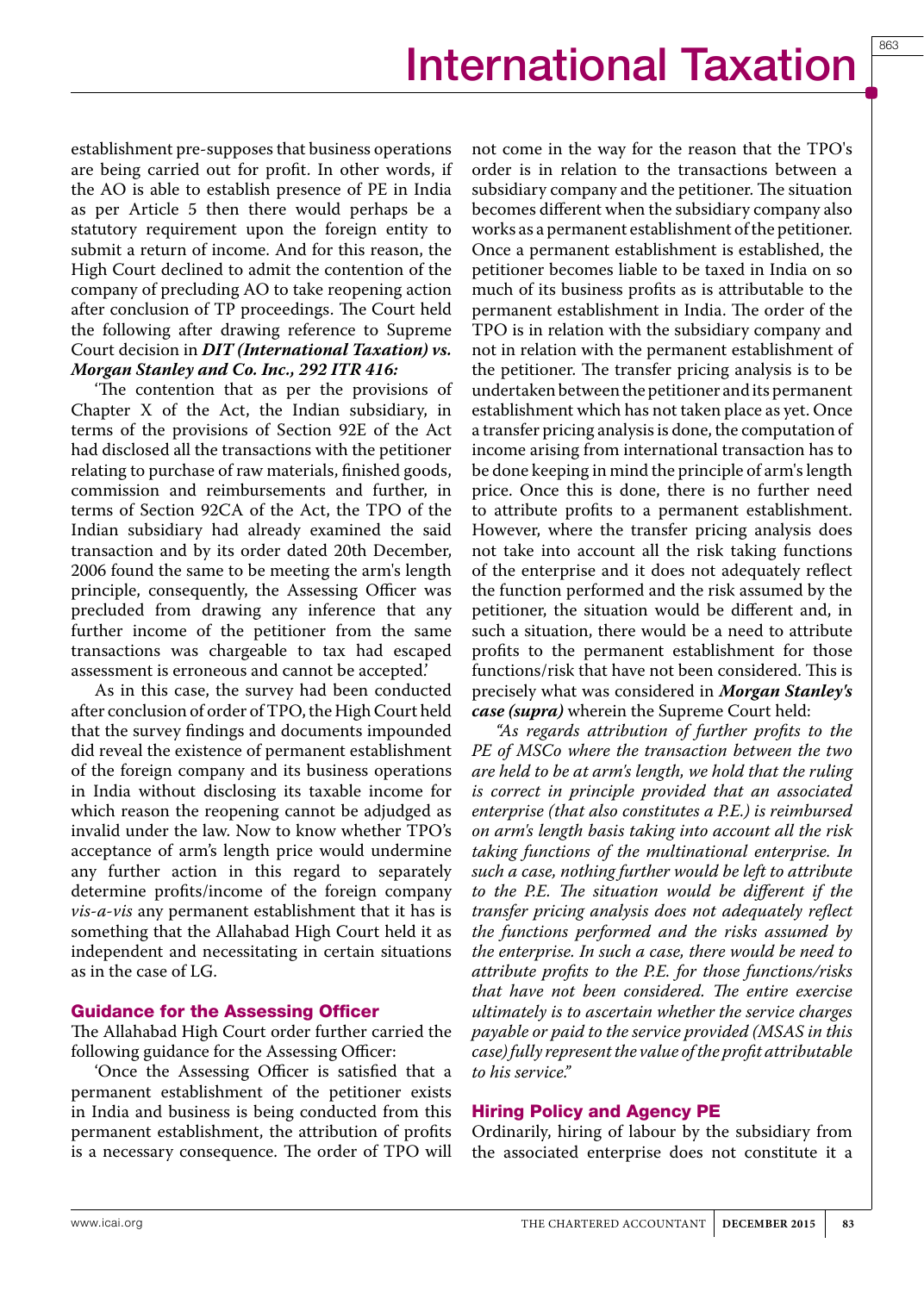establishment pre-supposes that business operations are being carried out for profit. In other words, if the AO is able to establish presence of PE in India as per Article 5 then there would perhaps be a statutory requirement upon the foreign entity to submit a return of income. And for this reason, the High Court declined to admit the contention of the company of precluding AO to take reopening action after conclusion of TP proceedings. The Court held the following after drawing reference to Supreme Court decision in ***DIT (International Taxation) vs. Morgan Stanley and Co. Inc., 292 ITR 416:***

'The contention that as per the provisions of Chapter X of the Act, the Indian subsidiary, in terms of the provisions of Section 92E of the Act had disclosed all the transactions with the petitioner relating to purchase of raw materials, finished goods, commission and reimbursements and further, in terms of Section 92CA of the Act, the TPO of the Indian subsidiary had already examined the said transaction and by its order dated 20th December, 2006 found the same to be meeting the arm's length principle, consequently, the Assessing Officer was precluded from drawing any inference that any further income of the petitioner from the same transactions was chargeable to tax had escaped assessment is erroneous and cannot be accepted.'

As in this case, the survey had been conducted after conclusion of order of TPO, the High Court held that the survey findings and documents impounded did reveal the existence of permanent establishment of the foreign company and its business operations in India without disclosing its taxable income for which reason the reopening cannot be adjudged as invalid under the law. Now to know whether TPO's acceptance of arm's length price would undermine any further action in this regard to separately determine profits/income of the foreign company *vis-a-vis* any permanent establishment that it has is something that the Allahabad High Court held it as independent and necessitating in certain situations as in the case of LG.

### Guidance for the Assessing Officer

The Allahabad High Court order further carried the following guidance for the Assessing Officer:

'Once the Assessing Officer is satisfied that a permanent establishment of the petitioner exists in India and business is being conducted from this permanent establishment, the attribution of profits is a necessary consequence. The order of TPO will not come in the way for the reason that the TPO's order is in relation to the transactions between a subsidiary company and the petitioner. The situation becomes different when the subsidiary company also works as a permanent establishment of the petitioner. Once a permanent establishment is established, the petitioner becomes liable to be taxed in India on so much of its business profits as is attributable to the permanent establishment in India. The order of the TPO is in relation with the subsidiary company and not in relation with the permanent establishment of the petitioner. The transfer pricing analysis is to be undertaken between the petitioner and its permanent establishment which has not taken place as yet. Once a transfer pricing analysis is done, the computation of income arising from international transaction has to be done keeping in mind the principle of arm's length price. Once this is done, there is no further need to attribute profits to a permanent establishment. However, where the transfer pricing analysis does not take into account all the risk taking functions of the enterprise and it does not adequately reflect the function performed and the risk assumed by the petitioner, the situation would be different and, in such a situation, there would be a need to attribute profits to the permanent establishment for those functions/risk that have not been considered. This is precisely what was considered in ***Morgan Stanley's case (supra)*** wherein the Supreme Court held:

*"As regards attribution of further profits to the PE of MSCo where the transaction between the two are held to be at arm's length, we hold that the ruling is correct in principle provided that an associated enterprise (that also constitutes a P.E.) is reimbursed on arm's length basis taking into account all the risk taking functions of the multinational enterprise. In such a case, nothing further would be left to attribute to the P.E. The situation would be different if the transfer pricing analysis does not adequately reflect the functions performed and the risks assumed by the enterprise. In such a case, there would be need to attribute profits to the P.E. for those functions/risks that have not been considered. The entire exercise ultimately is to ascertain whether the service charges payable or paid to the service provided (MSAS in this case) fully represent the value of the profit attributable to his service."*

### Hiring Policy and Agency PE

Ordinarily, hiring of labour by the subsidiary from the associated enterprise does not constitute it a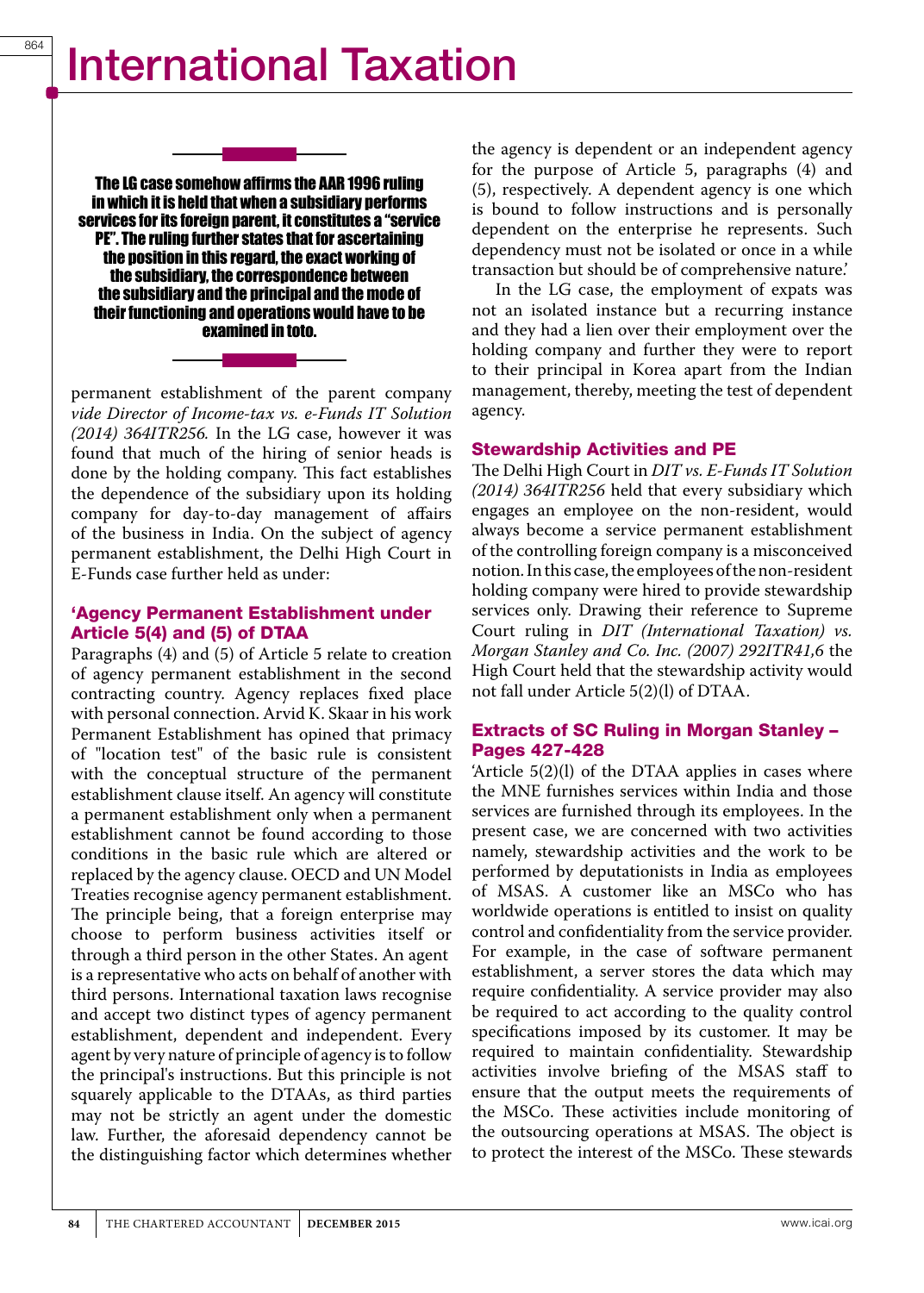**The LG case somehow affirms the AAR 1996 ruling in which it is held that when a subsidiary performs services for its foreign parent, it constitutes a "service PE". The ruling further states that for ascertaining the position in this regard, the exact working of the subsidiary, the correspondence between the subsidiary and the principal and the mode of their functioning and operations would have to be examined in toto.**

permanent establishment of the parent company *vide Director of Income-tax vs. e-Funds IT Solution (2014) 364ITR256.* In the LG case, however it was found that much of the hiring of senior heads is done by the holding company. This fact establishes the dependence of the subsidiary upon its holding company for day-to-day management of affairs of the business in India. On the subject of agency permanent establishment, the Delhi High Court in E-Funds case further held as under:

### 'Agency Permanent Establishment under Article 5(4) and (5) of DTAA

Paragraphs (4) and (5) of Article 5 relate to creation of agency permanent establishment in the second contracting country. Agency replaces fixed place with personal connection. Arvid K. Skaar in his work Permanent Establishment has opined that primacy of "location test" of the basic rule is consistent with the conceptual structure of the permanent establishment clause itself. An agency will constitute a permanent establishment only when a permanent establishment cannot be found according to those conditions in the basic rule which are altered or replaced by the agency clause. OECD and UN Model Treaties recognise agency permanent establishment. The principle being, that a foreign enterprise may choose to perform business activities itself or through a third person in the other States. An agent is a representative who acts on behalf of another with third persons. International taxation laws recognise and accept two distinct types of agency permanent establishment, dependent and independent. Every agent by very nature of principle of agency is to follow the principal's instructions. But this principle is not squarely applicable to the DTAAs, as third parties may not be strictly an agent under the domestic law. Further, the aforesaid dependency cannot be the distinguishing factor which determines whether the agency is dependent or an independent agency for the purpose of Article 5, paragraphs (4) and (5), respectively. A dependent agency is one which is bound to follow instructions and is personally dependent on the enterprise he represents. Such dependency must not be isolated or once in a while transaction but should be of comprehensive nature.'

In the LG case, the employment of expats was not an isolated instance but a recurring instance and they had a lien over their employment over the holding company and further they were to report to their principal in Korea apart from the Indian management, thereby, meeting the test of dependent agency.

### Stewardship Activities and PE

The Delhi High Court in *DIT vs. E-Funds IT Solution (2014) 364ITR256* held that every subsidiary which engages an employee on the non-resident, would always become a service permanent establishment of the controlling foreign company is a misconceived notion. In this case, the employees of the non-resident holding company were hired to provide stewardship services only. Drawing their reference to Supreme Court ruling in *DIT (International Taxation) vs. Morgan Stanley and Co. Inc. (2007) 292ITR41,6* the High Court held that the stewardship activity would not fall under Article 5(2)(l) of DTAA.

### Extracts of SC Ruling in Morgan Stanley – Pages 427-428

'Article 5(2)(l) of the DTAA applies in cases where the MNE furnishes services within India and those services are furnished through its employees. In the present case, we are concerned with two activities namely, stewardship activities and the work to be performed by deputationists in India as employees of MSAS. A customer like an MSCo who has worldwide operations is entitled to insist on quality control and confidentiality from the service provider. For example, in the case of software permanent establishment, a server stores the data which may require confidentiality. A service provider may also be required to act according to the quality control specifications imposed by its customer. It may be required to maintain confidentiality. Stewardship activities involve briefing of the MSAS staff to ensure that the output meets the requirements of the MSCo. These activities include monitoring of the outsourcing operations at MSAS. The object is to protect the interest of the MSCo. These stewards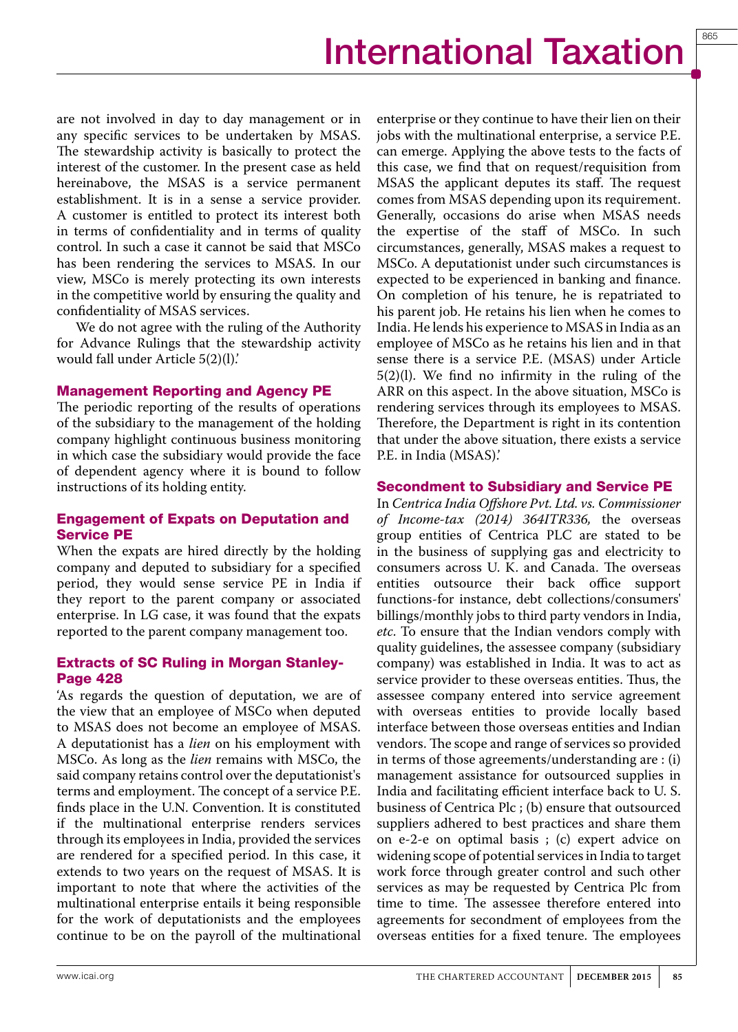are not involved in day to day management or in any specific services to be undertaken by MSAS. The stewardship activity is basically to protect the interest of the customer. In the present case as held hereinabove, the MSAS is a service permanent establishment. It is in a sense a service provider. A customer is entitled to protect its interest both in terms of confidentiality and in terms of quality control. In such a case it cannot be said that MSCo has been rendering the services to MSAS. In our view, MSCo is merely protecting its own interests in the competitive world by ensuring the quality and confidentiality of MSAS services.

We do not agree with the ruling of the Authority for Advance Rulings that the stewardship activity would fall under Article 5(2)(l).'

### Management Reporting and Agency PE

The periodic reporting of the results of operations of the subsidiary to the management of the holding company highlight continuous business monitoring in which case the subsidiary would provide the face of dependent agency where it is bound to follow instructions of its holding entity.

### Engagement of Expats on Deputation and Service PE

When the expats are hired directly by the holding company and deputed to subsidiary for a specified period, they would sense service PE in India if they report to the parent company or associated enterprise. In LG case, it was found that the expats reported to the parent company management too.

### Extracts of SC Ruling in Morgan Stanley-Page 428

'As regards the question of deputation, we are of the view that an employee of MSCo when deputed to MSAS does not become an employee of MSAS. A deputationist has a *lien* on his employment with MSCo. As long as the *lien* remains with MSCo, the said company retains control over the deputationist's terms and employment. The concept of a service P.E. finds place in the U.N. Convention. It is constituted if the multinational enterprise renders services through its employees in India, provided the services are rendered for a specified period. In this case, it extends to two years on the request of MSAS. It is important to note that where the activities of the multinational enterprise entails it being responsible for the work of deputationists and the employees continue to be on the payroll of the multinational enterprise or they continue to have their lien on their jobs with the multinational enterprise, a service P.E. can emerge. Applying the above tests to the facts of this case, we find that on request/requisition from MSAS the applicant deputes its staff. The request comes from MSAS depending upon its requirement. Generally, occasions do arise when MSAS needs the expertise of the staff of MSCo. In such circumstances, generally, MSAS makes a request to MSCo. A deputationist under such circumstances is expected to be experienced in banking and finance. On completion of his tenure, he is repatriated to his parent job. He retains his lien when he comes to India. He lends his experience to MSAS in India as an employee of MSCo as he retains his lien and in that sense there is a service P.E. (MSAS) under Article 5(2)(l). We find no infirmity in the ruling of the ARR on this aspect. In the above situation, MSCo is rendering services through its employees to MSAS. Therefore, the Department is right in its contention that under the above situation, there exists a service P.E. in India (MSAS).'

### Secondment to Subsidiary and Service PE

In *Centrica India Offshore Pvt. Ltd. vs. Commissioner of Income-tax (2014) 364ITR336*, the overseas group entities of Centrica PLC are stated to be in the business of supplying gas and electricity to consumers across U. K. and Canada. The overseas entities outsource their back office support functions-for instance, debt collections/consumers' billings/monthly jobs to third party vendors in India, *etc*. To ensure that the Indian vendors comply with quality guidelines, the assessee company (subsidiary company) was established in India. It was to act as service provider to these overseas entities. Thus, the assessee company entered into service agreement with overseas entities to provide locally based interface between those overseas entities and Indian vendors. The scope and range of services so provided in terms of those agreements/understanding are : (i) management assistance for outsourced supplies in India and facilitating efficient interface back to U. S. business of Centrica Plc ; (b) ensure that outsourced suppliers adhered to best practices and share them on e-2-e on optimal basis ; (c) expert advice on widening scope of potential services in India to target work force through greater control and such other services as may be requested by Centrica Plc from time to time. The assessee therefore entered into agreements for secondment of employees from the overseas entities for a fixed tenure. The employees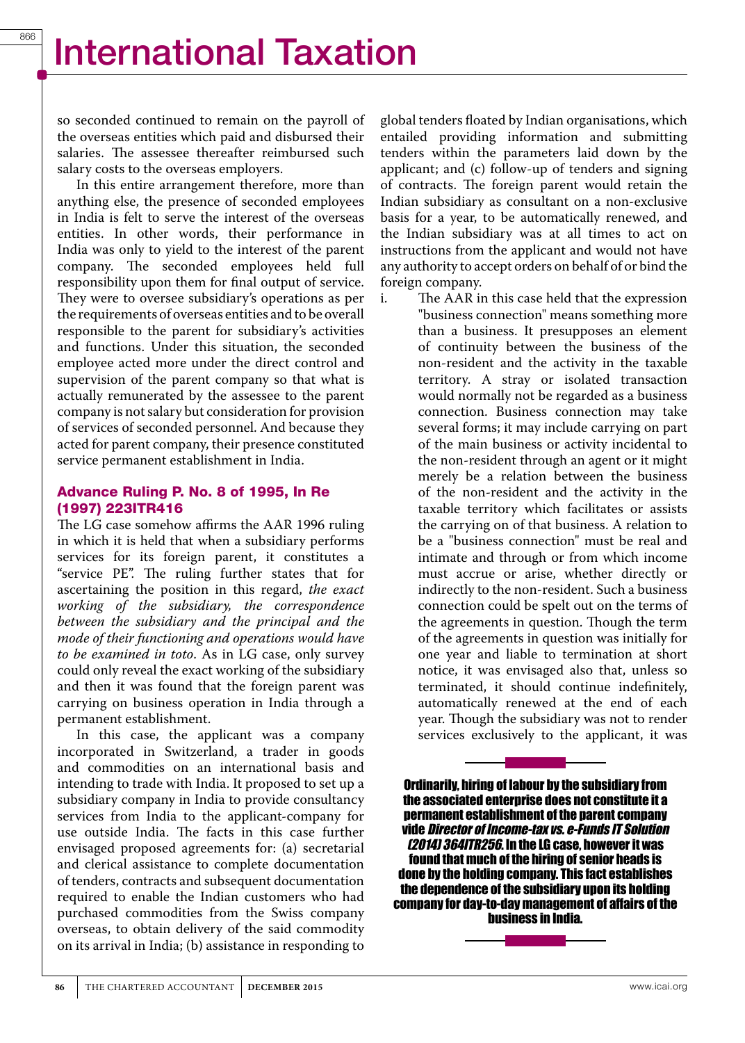so seconded continued to remain on the payroll of the overseas entities which paid and disbursed their salaries. The assessee thereafter reimbursed such salary costs to the overseas employers.

In this entire arrangement therefore, more than anything else, the presence of seconded employees in India is felt to serve the interest of the overseas entities. In other words, their performance in India was only to yield to the interest of the parent company. The seconded employees held full responsibility upon them for final output of service. They were to oversee subsidiary's operations as per the requirements of overseas entities and to be overall responsible to the parent for subsidiary's activities and functions. Under this situation, the seconded employee acted more under the direct control and supervision of the parent company so that what is actually remunerated by the assessee to the parent company is not salary but consideration for provision of services of seconded personnel. And because they acted for parent company, their presence constituted service permanent establishment in India.

### Advance Ruling P. No. 8 of 1995, In Re (1997) 223ITR416

The LG case somehow affirms the AAR 1996 ruling in which it is held that when a subsidiary performs services for its foreign parent, it constitutes a "service PE". The ruling further states that for ascertaining the position in this regard, *the exact working of the subsidiary, the correspondence between the subsidiary and the principal and the mode of their functioning and operations would have to be examined in toto*. As in LG case, only survey could only reveal the exact working of the subsidiary and then it was found that the foreign parent was carrying on business operation in India through a permanent establishment.

In this case, the applicant was a company incorporated in Switzerland, a trader in goods and commodities on an international basis and intending to trade with India. It proposed to set up a subsidiary company in India to provide consultancy services from India to the applicant-company for use outside India. The facts in this case further envisaged proposed agreements for: (a) secretarial and clerical assistance to complete documentation of tenders, contracts and subsequent documentation required to enable the Indian customers who had purchased commodities from the Swiss company overseas, to obtain delivery of the said commodity on its arrival in India; (b) assistance in responding to global tenders floated by Indian organisations, which entailed providing information and submitting tenders within the parameters laid down by the applicant; and (c) follow-up of tenders and signing of contracts. The foreign parent would retain the Indian subsidiary as consultant on a non-exclusive basis for a year, to be automatically renewed, and the Indian subsidiary was at all times to act on instructions from the applicant and would not have any authority to accept orders on behalf of or bind the foreign company.

i. The AAR in this case held that the expression "business connection" means something more than a business. It presupposes an element of continuity between the business of the non-resident and the activity in the taxable territory. A stray or isolated transaction would normally not be regarded as a business connection. Business connection may take several forms; it may include carrying on part of the main business or activity incidental to the non-resident through an agent or it might merely be a relation between the business of the non-resident and the activity in the taxable territory which facilitates or assists the carrying on of that business. A relation to be a "business connection" must be real and intimate and through or from which income must accrue or arise, whether directly or indirectly to the non-resident. Such a business connection could be spelt out on the terms of the agreements in question. Though the term of the agreements in question was initially for one year and liable to termination at short notice, it was envisaged also that, unless so terminated, it should continue indefinitely, automatically renewed at the end of each year. Though the subsidiary was not to render services exclusively to the applicant, it was

**Ordinarily, hiring of labour by the subsidiary from the associated enterprise does not constitute it a permanent establishment of the parent company vide *Director of Income-tax vs. e-Funds IT Solution (2014) 364ITR256*. In the LG case, however it was found that much of the hiring of senior heads is done by the holding company. This fact establishes the dependence of the subsidiary upon its holding company for day-to-day management of affairs of the business in India.**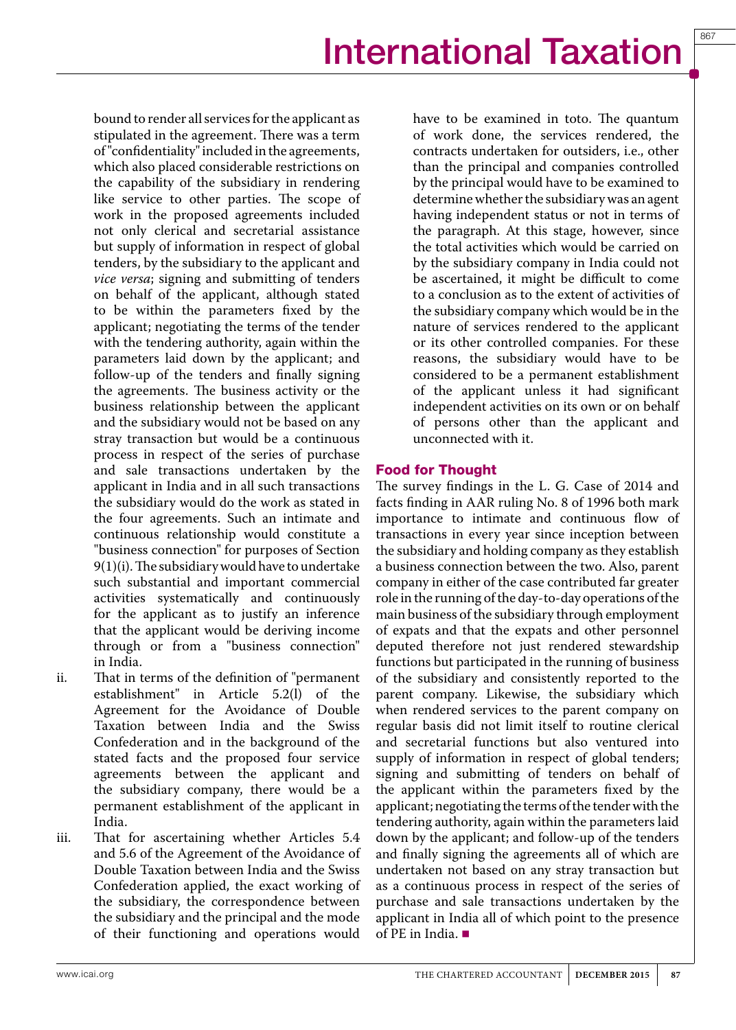bound to render all services for the applicant as stipulated in the agreement. There was a term of "confidentiality" included in the agreements, which also placed considerable restrictions on the capability of the subsidiary in rendering like service to other parties. The scope of work in the proposed agreements included not only clerical and secretarial assistance but supply of information in respect of global tenders, by the subsidiary to the applicant and *vice versa*; signing and submitting of tenders on behalf of the applicant, although stated to be within the parameters fixed by the applicant; negotiating the terms of the tender with the tendering authority, again within the parameters laid down by the applicant; and follow-up of the tenders and finally signing the agreements. The business activity or the business relationship between the applicant and the subsidiary would not be based on any stray transaction but would be a continuous process in respect of the series of purchase and sale transactions undertaken by the applicant in India and in all such transactions the subsidiary would do the work as stated in the four agreements. Such an intimate and continuous relationship would constitute a "business connection" for purposes of Section 9(1)(i). The subsidiary would have to undertake such substantial and important commercial activities systematically and continuously for the applicant as to justify an inference that the applicant would be deriving income through or from a "business connection" in India.

ii. That in terms of the definition of "permanent establishment" in Article 5.2(l) of the Agreement for the Avoidance of Double Taxation between India and the Swiss Confederation and in the background of the stated facts and the proposed four service agreements between the applicant and the subsidiary company, there would be a permanent establishment of the applicant in India.

iii. That for ascertaining whether Articles 5.4 and 5.6 of the Agreement of the Avoidance of Double Taxation between India and the Swiss Confederation applied, the exact working of the subsidiary, the correspondence between the subsidiary and the principal and the mode of their functioning and operations would have to be examined in toto. The quantum of work done, the services rendered, the contracts undertaken for outsiders, i.e., other than the principal and companies controlled by the principal would have to be examined to determine whether the subsidiary was an agent having independent status or not in terms of the paragraph. At this stage, however, since the total activities which would be carried on by the subsidiary company in India could not be ascertained, it might be difficult to come to a conclusion as to the extent of activities of the subsidiary company which would be in the nature of services rendered to the applicant or its other controlled companies. For these reasons, the subsidiary would have to be considered to be a permanent establishment of the applicant unless it had significant independent activities on its own or on behalf of persons other than the applicant and unconnected with it.

## Food for Thought

The survey findings in the L. G. Case of 2014 and facts finding in AAR ruling No. 8 of 1996 both mark importance to intimate and continuous flow of transactions in every year since inception between the subsidiary and holding company as they establish a business connection between the two. Also, parent company in either of the case contributed far greater role in the running of the day-to-day operations of the main business of the subsidiary through employment of expats and that the expats and other personnel deputed therefore not just rendered stewardship functions but participated in the running of business of the subsidiary and consistently reported to the parent company. Likewise, the subsidiary which when rendered services to the parent company on regular basis did not limit itself to routine clerical and secretarial functions but also ventured into supply of information in respect of global tenders; signing and submitting of tenders on behalf of the applicant within the parameters fixed by the applicant; negotiating the terms of the tender with the tendering authority, again within the parameters laid down by the applicant; and follow-up of the tenders and finally signing the agreements all of which are undertaken not based on any stray transaction but as a continuous process in respect of the series of purchase and sale transactions undertaken by the applicant in India all of which point to the presence of PE in India. ■